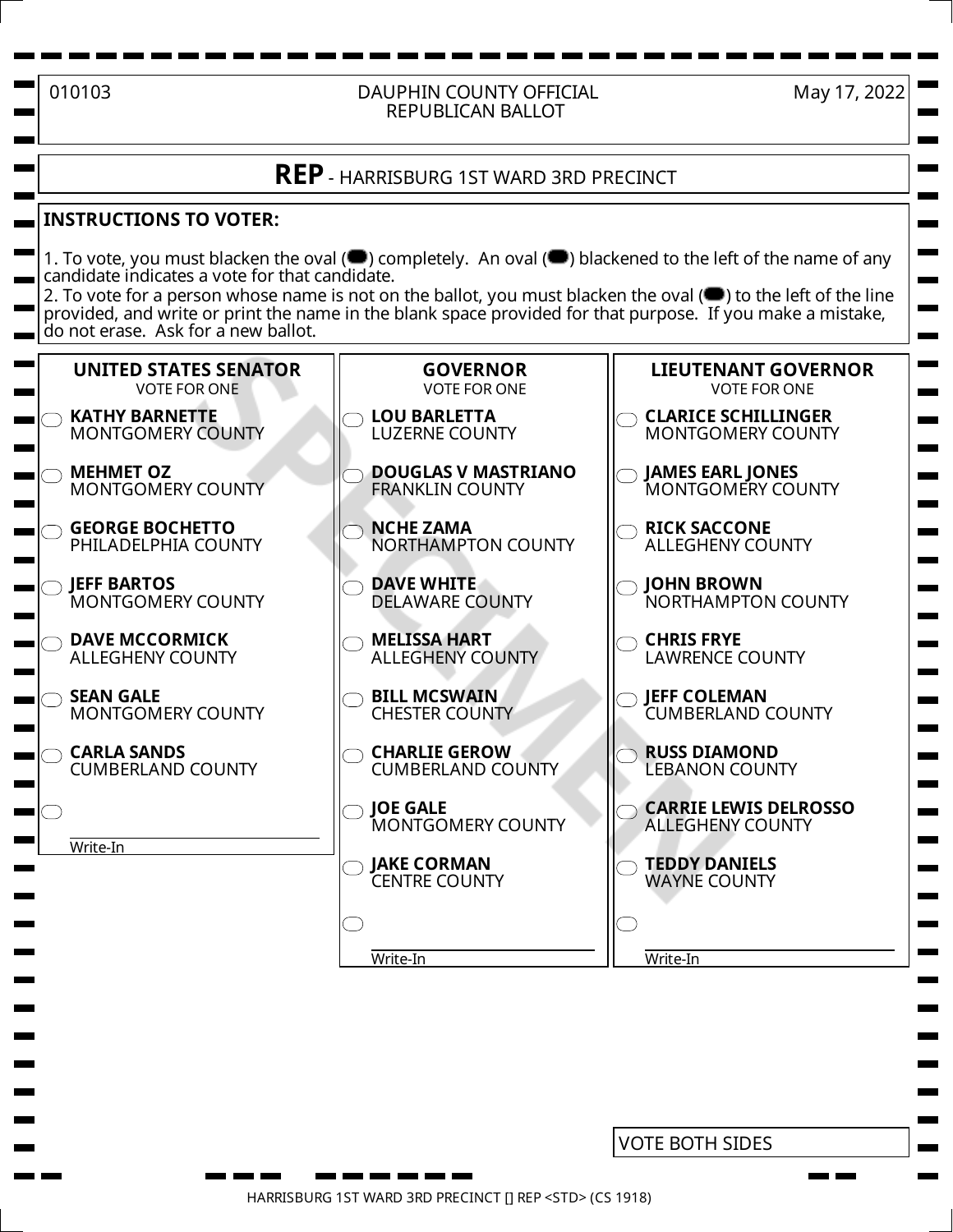010103

DAUPHIN COUNTY OFFICIAL
REPUBLICAN BALLOT

May 17, 2022

# REP - HARRISBURG 1ST WARD 3RD PRECINCT

**INSTRUCTIONS TO VOTER:**

1. To vote, you must blacken the oval (⬬) completely. An oval (⬬) blackened to the left of the name of any candidate indicates a vote for that candidate.
2. To vote for a person whose name is not on the ballot, you must blacken the oval (⬬) to the left of the line provided, and write or print the name in the blank space provided for that purpose. If you make a mistake, do not erase. Ask for a new ballot.

## UNITED STATES SENATOR
VOTE FOR ONE

- **KATHY BARNETTE** MONTGOMERY COUNTY
- **MEHMET OZ** MONTGOMERY COUNTY
- **GEORGE BOCHETTO** PHILADELPHIA COUNTY
- **JEFF BARTOS** MONTGOMERY COUNTY
- **DAVE MCCORMICK** ALLEGHENY COUNTY
- **SEAN GALE** MONTGOMERY COUNTY
- **CARLA SANDS** CUMBERLAND COUNTY
- Write-In

## GOVERNOR
VOTE FOR ONE

- **LOU BARLETTA** LUZERNE COUNTY
- **DOUGLAS V MASTRIANO** FRANKLIN COUNTY
- **NCHE ZAMA** NORTHAMPTON COUNTY
- **DAVE WHITE** DELAWARE COUNTY
- **MELISSA HART** ALLEGHENY COUNTY
- **BILL MCSWAIN** CHESTER COUNTY
- **CHARLIE GEROW** CUMBERLAND COUNTY
- **JOE GALE** MONTGOMERY COUNTY
- **JAKE CORMAN** CENTRE COUNTY
- Write-In

## LIEUTENANT GOVERNOR
VOTE FOR ONE

- **CLARICE SCHILLINGER** MONTGOMERY COUNTY
- **JAMES EARL JONES** MONTGOMERY COUNTY
- **RICK SACCONE** ALLEGHENY COUNTY
- **JOHN BROWN** NORTHAMPTON COUNTY
- **CHRIS FRYE** LAWRENCE COUNTY
- **JEFF COLEMAN** CUMBERLAND COUNTY
- **RUSS DIAMOND** LEBANON COUNTY
- **CARRIE LEWIS DELROSSO** ALLEGHENY COUNTY
- **TEDDY DANIELS** WAYNE COUNTY
- Write-In

VOTE BOTH SIDES

HARRISBURG 1ST WARD 3RD PRECINCT [] REP <STD> (CS 1918)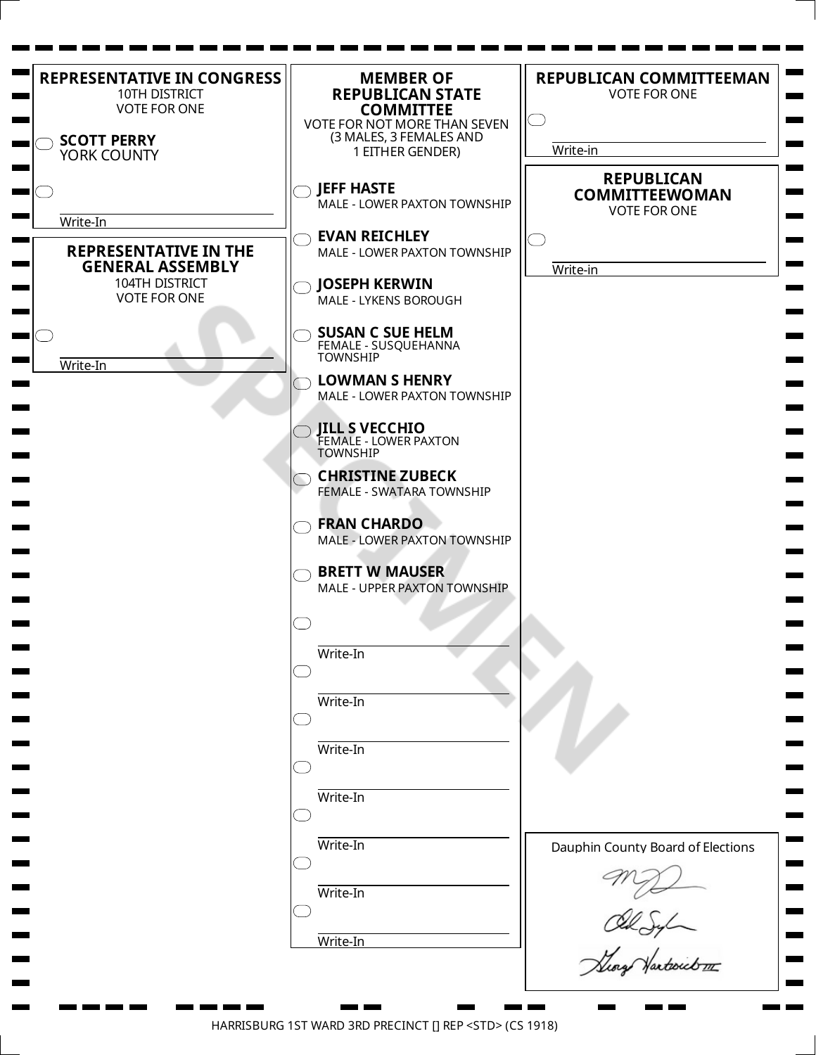## REPRESENTATIVE IN CONGRESS

10TH DISTRICT
VOTE FOR ONE

- SCOTT PERRY
  YORK COUNTY
- Write-In

## REPRESENTATIVE IN THE GENERAL ASSEMBLY

104TH DISTRICT
VOTE FOR ONE

- Write-In

## MEMBER OF REPUBLICAN STATE COMMITTEE

VOTE FOR NOT MORE THAN SEVEN
(3 MALES, 3 FEMALES AND 1 EITHER GENDER)

- JEFF HASTE
  MALE - LOWER PAXTON TOWNSHIP
- EVAN REICHLEY
  MALE - LOWER PAXTON TOWNSHIP
- JOSEPH KERWIN
  MALE - LYKENS BOROUGH
- SUSAN C SUE HELM
  FEMALE - SUSQUEHANNA TOWNSHIP
- LOWMAN S HENRY
  MALE - LOWER PAXTON TOWNSHIP
- JILL S VECCHIO
  FEMALE - LOWER PAXTON TOWNSHIP
- CHRISTINE ZUBECK
  FEMALE - SWATARA TOWNSHIP
- FRAN CHARDO
  MALE - LOWER PAXTON TOWNSHIP
- BRETT W MAUSER
  MALE - UPPER PAXTON TOWNSHIP
- Write-In
- Write-In
- Write-In
- Write-In
- Write-In
- Write-In
- Write-In

## REPUBLICAN COMMITTEEMAN

VOTE FOR ONE

- Write-in

## REPUBLICAN COMMITTEEWOMAN

VOTE FOR ONE

- Write-in

Dauphin County Board of Elections

SPECIMEN

HARRISBURG 1ST WARD 3RD PRECINCT [] REP <STD> (CS 1918)